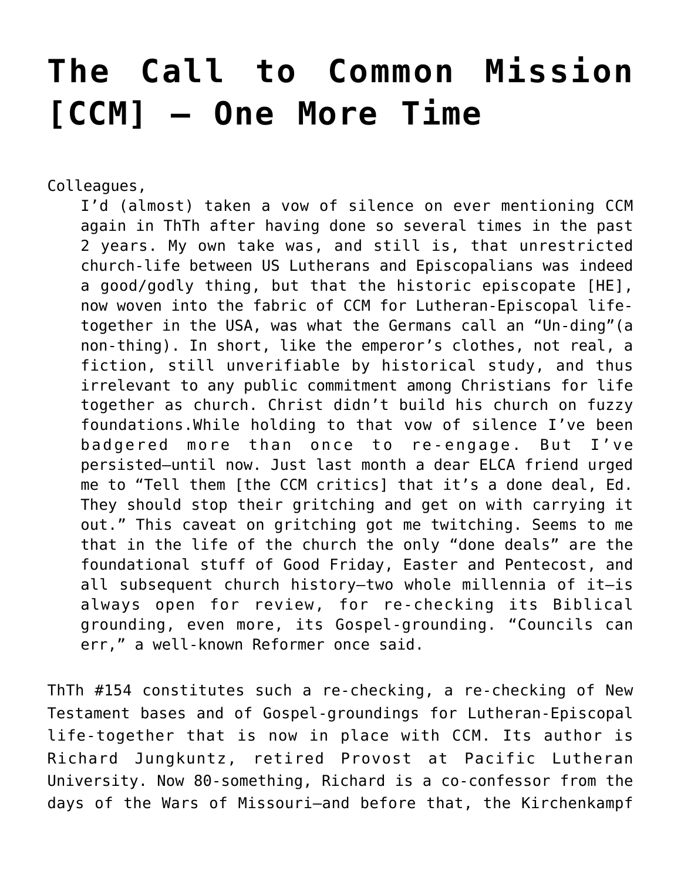# The Call to Common Mission [CCM] – One More Time

Colleagues,

I'd (almost) taken a vow of silence on ever mentioning CCM again in ThTh after having done so several times in the past 2 years. My own take was, and still is, that unrestricted church-life between US Lutherans and Episcopalians was indeed a good/godly thing, but that the historic episcopate [HE], now woven into the fabric of CCM for Lutheran-Episcopal life-together in the USA, was what the Germans call an "Un-ding"(a non-thing). In short, like the emperor's clothes, not real, a fiction, still unverifiable by historical study, and thus irrelevant to any public commitment among Christians for life together as church. Christ didn't build his church on fuzzy foundations.While holding to that vow of silence I've been badgered more than once to re-engage. But I've persisted–until now. Just last month a dear ELCA friend urged me to "Tell them [the CCM critics] that it's a done deal, Ed. They should stop their gritching and get on with carrying it out." This caveat on gritching got me twitching. Seems to me that in the life of the church the only "done deals" are the foundational stuff of Good Friday, Easter and Pentecost, and all subsequent church history–two whole millennia of it–is always open for review, for re-checking its Biblical grounding, even more, its Gospel-grounding. "Councils can err," a well-known Reformer once said.

ThTh #154 constitutes such a re-checking, a re-checking of New Testament bases and of Gospel-groundings for Lutheran-Episcopal life-together that is now in place with CCM. Its author is Richard Jungkuntz, retired Provost at Pacific Lutheran University. Now 80-something, Richard is a co-confessor from the days of the Wars of Missouri–and before that, the Kirchenkampf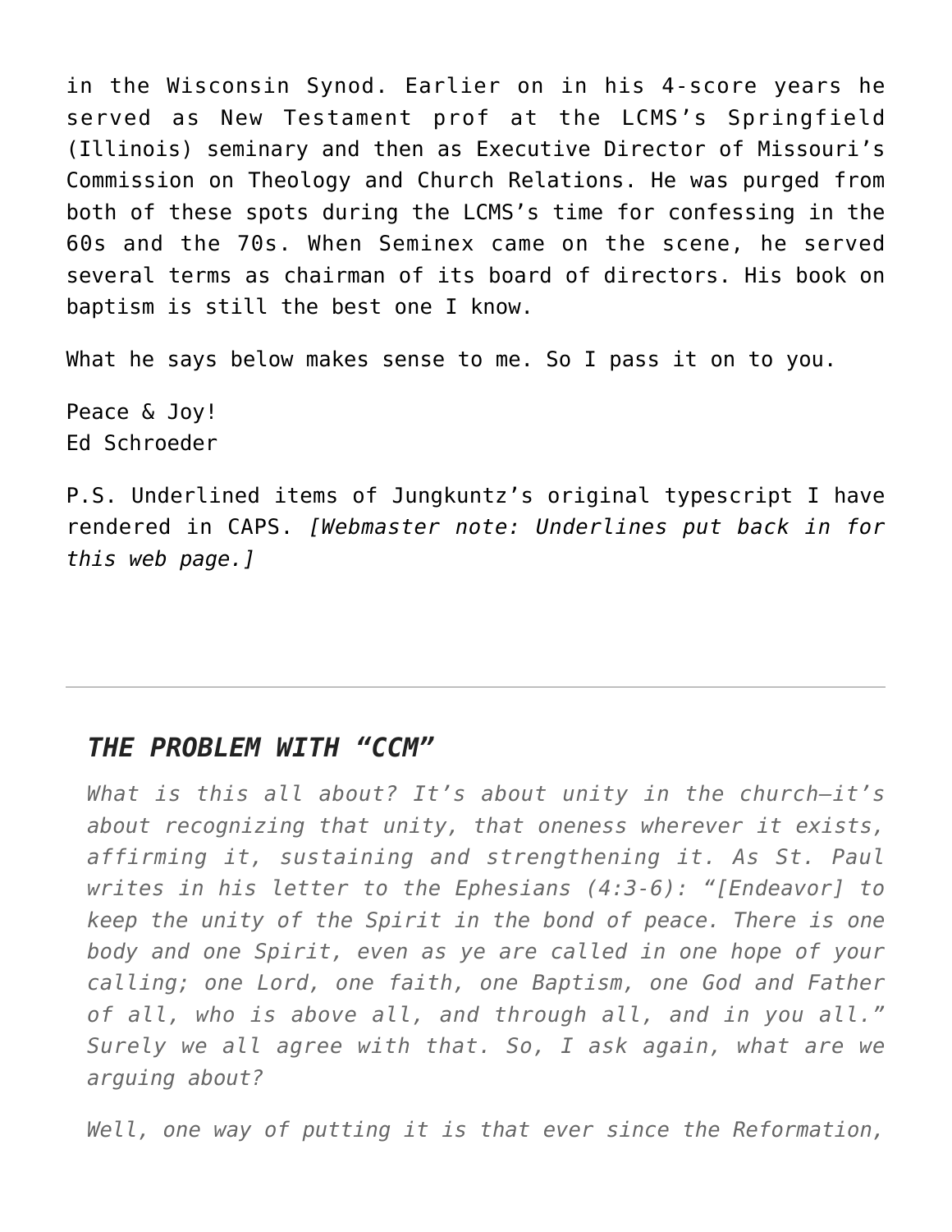in the Wisconsin Synod. Earlier on in his 4-score years he served as New Testament prof at the LCMS's Springfield (Illinois) seminary and then as Executive Director of Missouri's Commission on Theology and Church Relations. He was purged from both of these spots during the LCMS's time for confessing in the 60s and the 70s. When Seminex came on the scene, he served several terms as chairman of its board of directors. His book on baptism is still the best one I know.

What he says below makes sense to me. So I pass it on to you.

Peace & Joy!
Ed Schroeder

P.S. Underlined items of Jungkuntz's original typescript I have rendered in CAPS. *[Webmaster note: Underlines put back in for this web page.]*

---

## *THE PROBLEM WITH "CCM"*

*What is this all about? It's about unity in the church—it's about recognizing that unity, that oneness wherever it exists, affirming it, sustaining and strengthening it. As St. Paul writes in his letter to the Ephesians (4:3-6): "[Endeavor] to keep the unity of the Spirit in the bond of peace. There is one body and one Spirit, even as ye are called in one hope of your calling; one Lord, one faith, one Baptism, one God and Father of all, who is above all, and through all, and in you all." Surely we all agree with that. So, I ask again, what are we arguing about?*

*Well, one way of putting it is that ever since the Reformation,*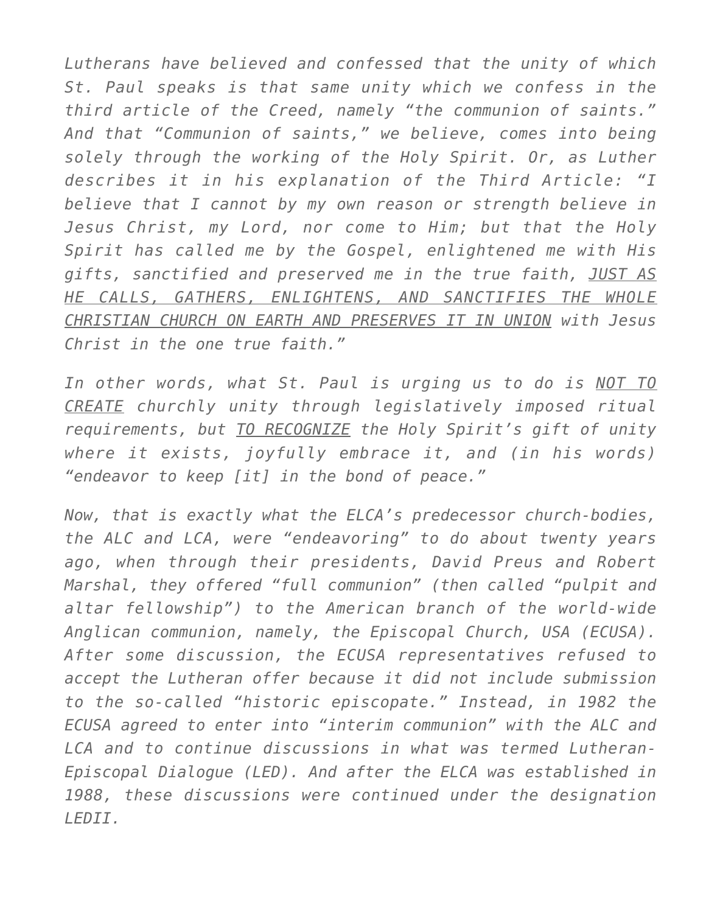*Lutherans have believed and confessed that the unity of which St. Paul speaks is that same unity which we confess in the third article of the Creed, namely "the communion of saints." And that "Communion of saints," we believe, comes into being solely through the working of the Holy Spirit. Or, as Luther describes it in his explanation of the Third Article: "I believe that I cannot by my own reason or strength believe in Jesus Christ, my Lord, nor come to Him; but that the Holy Spirit has called me by the Gospel, enlightened me with His gifts, sanctified and preserved me in the true faith, <u>JUST AS HE CALLS, GATHERS, ENLIGHTENS, AND SANCTIFIES THE WHOLE CHRISTIAN CHURCH ON EARTH AND PRESERVES IT IN UNION</u> with Jesus Christ in the one true faith."*

*In other words, what St. Paul is urging us to do is <u>NOT TO CREATE</u> churchly unity through legislatively imposed ritual requirements, but <u>TO RECOGNIZE</u> the Holy Spirit's gift of unity where it exists, joyfully embrace it, and (in his words) "endeavor to keep [it] in the bond of peace."*

*Now, that is exactly what the ELCA's predecessor church-bodies, the ALC and LCA, were "endeavoring" to do about twenty years ago, when through their presidents, David Preus and Robert Marshal, they offered "full communion" (then called "pulpit and altar fellowship") to the American branch of the world-wide Anglican communion, namely, the Episcopal Church, USA (ECUSA). After some discussion, the ECUSA representatives refused to accept the Lutheran offer because it did not include submission to the so-called "historic episcopate." Instead, in 1982 the ECUSA agreed to enter into "interim communion" with the ALC and LCA and to continue discussions in what was termed Lutheran-Episcopal Dialogue (LED). And after the ELCA was established in 1988, these discussions were continued under the designation LEDII.*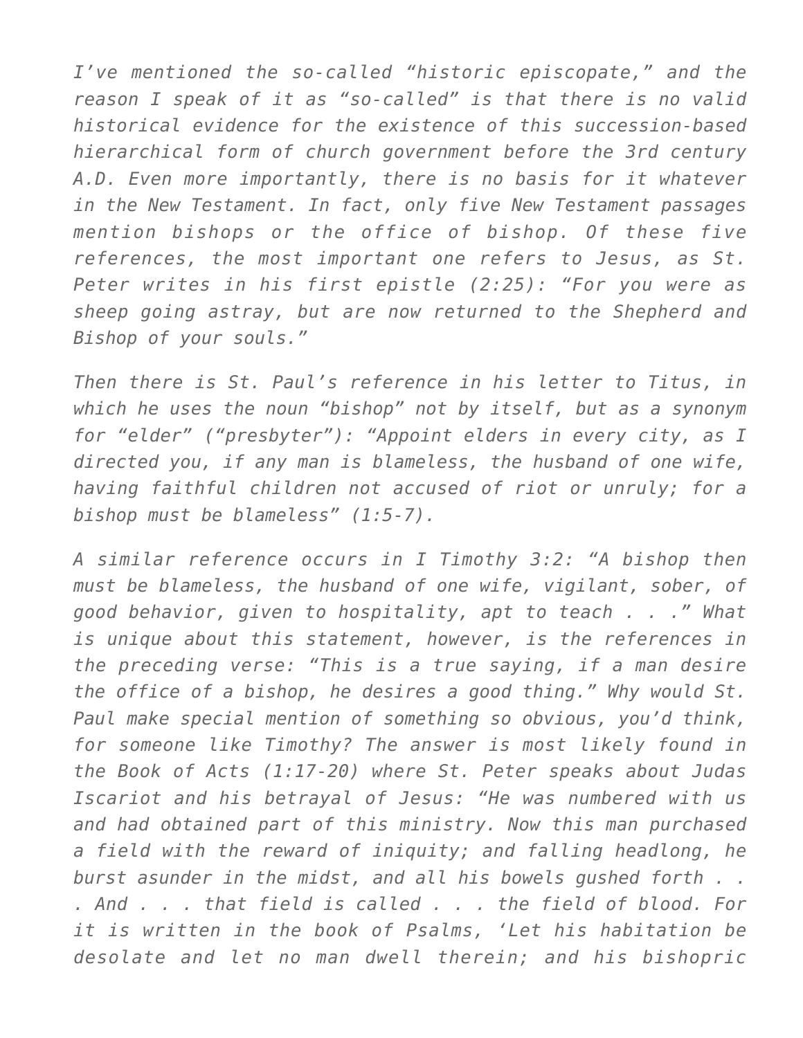*I've mentioned the so-called "historic episcopate," and the reason I speak of it as "so-called" is that there is no valid historical evidence for the existence of this succession-based hierarchical form of church government before the 3rd century A.D. Even more importantly, there is no basis for it whatever in the New Testament. In fact, only five New Testament passages mention bishops or the office of bishop. Of these five references, the most important one refers to Jesus, as St. Peter writes in his first epistle (2:25): "For you were as sheep going astray, but are now returned to the Shepherd and Bishop of your souls."*

*Then there is St. Paul's reference in his letter to Titus, in which he uses the noun "bishop" not by itself, but as a synonym for "elder" ("presbyter"): "Appoint elders in every city, as I directed you, if any man is blameless, the husband of one wife, having faithful children not accused of riot or unruly; for a bishop must be blameless" (1:5-7).*

*A similar reference occurs in I Timothy 3:2: "A bishop then must be blameless, the husband of one wife, vigilant, sober, of good behavior, given to hospitality, apt to teach . . ." What is unique about this statement, however, is the references in the preceding verse: "This is a true saying, if a man desire the office of a bishop, he desires a good thing." Why would St. Paul make special mention of something so obvious, you'd think, for someone like Timothy? The answer is most likely found in the Book of Acts (1:17-20) where St. Peter speaks about Judas Iscariot and his betrayal of Jesus: "He was numbered with us and had obtained part of this ministry. Now this man purchased a field with the reward of iniquity; and falling headlong, he burst asunder in the midst, and all his bowels gushed forth . . . And . . . that field is called . . . the field of blood. For it is written in the book of Psalms, 'Let his habitation be desolate and let no man dwell therein; and his bishopric*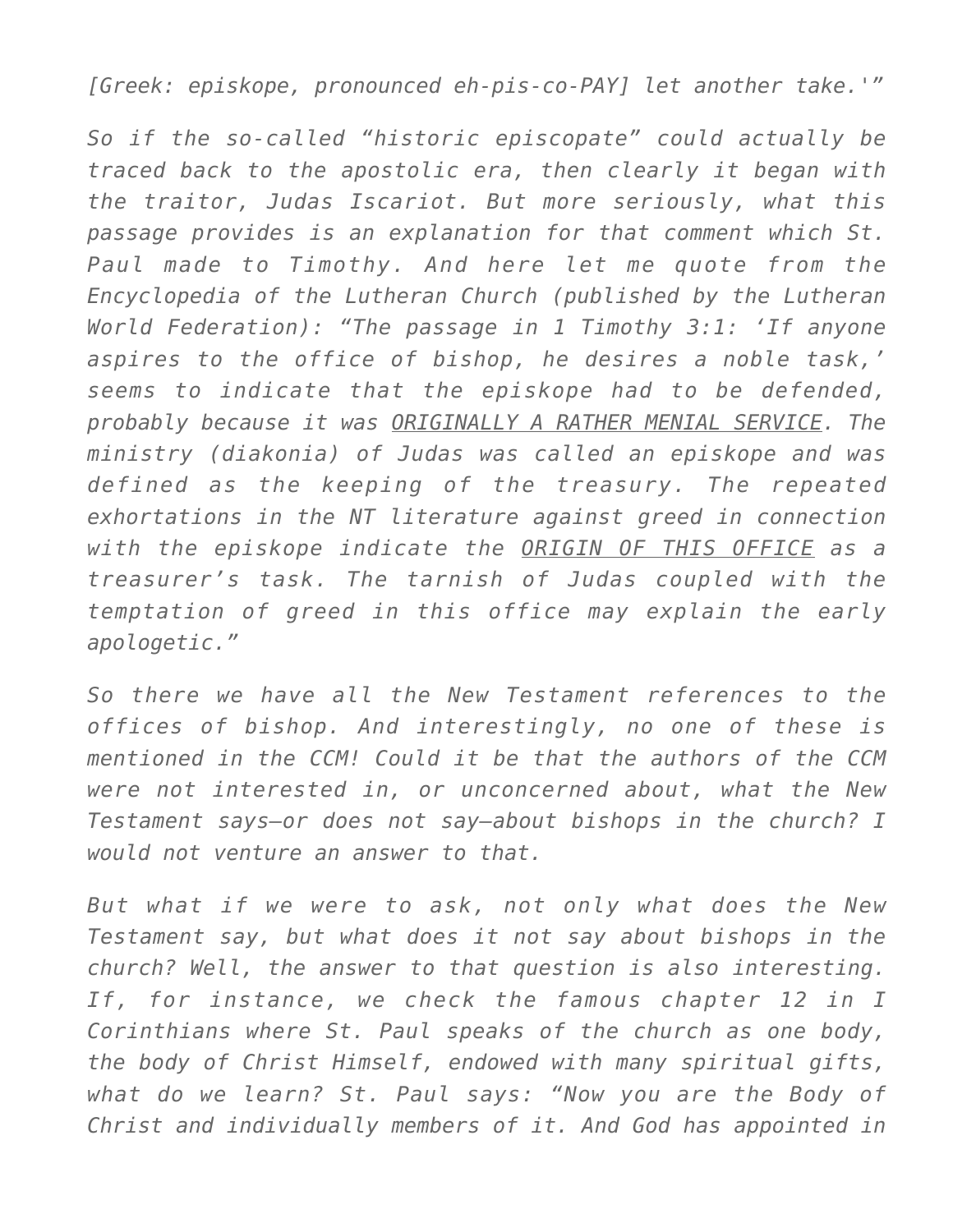*[Greek: episkope, pronounced eh-pis-co-PAY] let another take.'"*

*So if the so-called "historic episcopate" could actually be traced back to the apostolic era, then clearly it began with the traitor, Judas Iscariot. But more seriously, what this passage provides is an explanation for that comment which St. Paul made to Timothy. And here let me quote from the Encyclopedia of the Lutheran Church (published by the Lutheran World Federation): "The passage in 1 Timothy 3:1: 'If anyone aspires to the office of bishop, he desires a noble task,' seems to indicate that the episkope had to be defended, probably because it was <u>ORIGINALLY A RATHER MENIAL SERVICE</u>. The ministry (diakonia) of Judas was called an episkope and was defined as the keeping of the treasury. The repeated exhortations in the NT literature against greed in connection with the episkope indicate the <u>ORIGIN OF THIS OFFICE</u> as a treasurer's task. The tarnish of Judas coupled with the temptation of greed in this office may explain the early apologetic."*

*So there we have all the New Testament references to the offices of bishop. And interestingly, no one of these is mentioned in the CCM! Could it be that the authors of the CCM were not interested in, or unconcerned about, what the New Testament says—or does not say—about bishops in the church? I would not venture an answer to that.*

*But what if we were to ask, not only what does the New Testament say, but what does it not say about bishops in the church? Well, the answer to that question is also interesting. If, for instance, we check the famous chapter 12 in I Corinthians where St. Paul speaks of the church as one body, the body of Christ Himself, endowed with many spiritual gifts, what do we learn? St. Paul says: "Now you are the Body of Christ and individually members of it. And God has appointed in*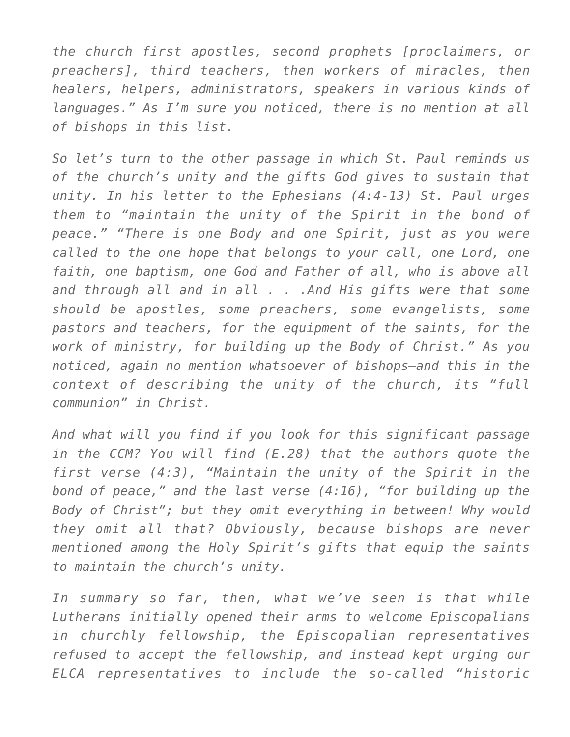*the church first apostles, second prophets [proclaimers, or preachers], third teachers, then workers of miracles, then healers, helpers, administrators, speakers in various kinds of languages." As I'm sure you noticed, there is no mention at all of bishops in this list.*

*So let's turn to the other passage in which St. Paul reminds us of the church's unity and the gifts God gives to sustain that unity. In his letter to the Ephesians (4:4-13) St. Paul urges them to "maintain the unity of the Spirit in the bond of peace." "There is one Body and one Spirit, just as you were called to the one hope that belongs to your call, one Lord, one faith, one baptism, one God and Father of all, who is above all and through all and in all . . .And His gifts were that some should be apostles, some preachers, some evangelists, some pastors and teachers, for the equipment of the saints, for the work of ministry, for building up the Body of Christ." As you noticed, again no mention whatsoever of bishops—and this in the context of describing the unity of the church, its "full communion" in Christ.*

*And what will you find if you look for this significant passage in the CCM? You will find (E.28) that the authors quote the first verse (4:3), "Maintain the unity of the Spirit in the bond of peace," and the last verse (4:16), "for building up the Body of Christ"; but they omit everything in between! Why would they omit all that? Obviously, because bishops are never mentioned among the Holy Spirit's gifts that equip the saints to maintain the church's unity.*

*In summary so far, then, what we've seen is that while Lutherans initially opened their arms to welcome Episcopalians in churchly fellowship, the Episcopalian representatives refused to accept the fellowship, and instead kept urging our ELCA representatives to include the so-called "historic*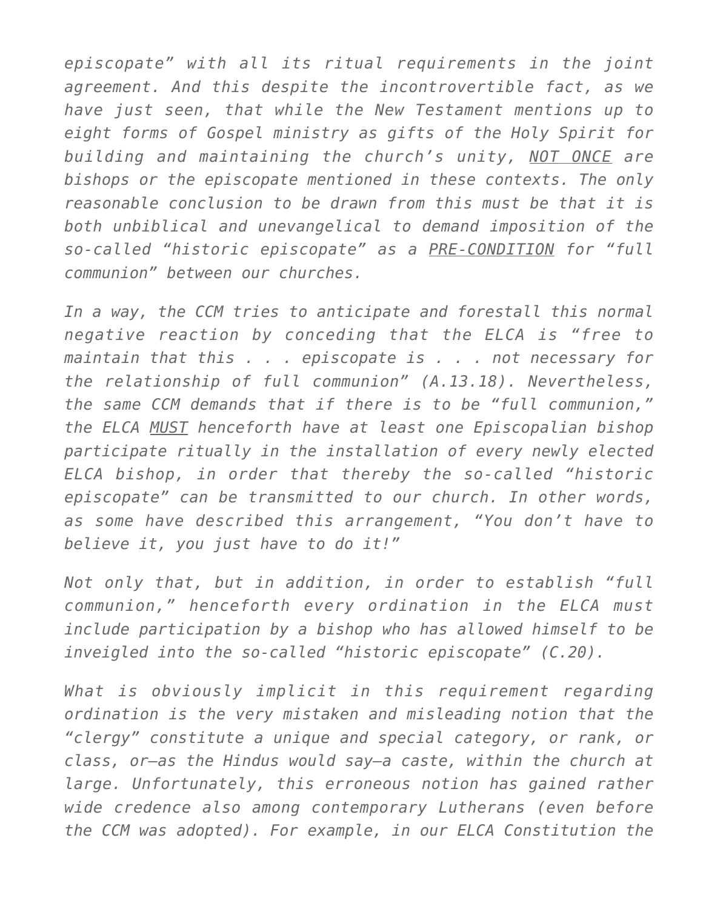*episcopate" with all its ritual requirements in the joint agreement. And this despite the incontrovertible fact, as we have just seen, that while the New Testament mentions up to eight forms of Gospel ministry as gifts of the Holy Spirit for building and maintaining the church's unity, NOT ONCE are bishops or the episcopate mentioned in these contexts. The only reasonable conclusion to be drawn from this must be that it is both unbiblical and unevangelical to demand imposition of the so-called "historic episcopate" as a PRE-CONDITION for "full communion" between our churches.*

*In a way, the CCM tries to anticipate and forestall this normal negative reaction by conceding that the ELCA is "free to maintain that this . . . episcopate is . . . not necessary for the relationship of full communion" (A.13.18). Nevertheless, the same CCM demands that if there is to be "full communion," the ELCA MUST henceforth have at least one Episcopalian bishop participate ritually in the installation of every newly elected ELCA bishop, in order that thereby the so-called "historic episcopate" can be transmitted to our church. In other words, as some have described this arrangement, "You don't have to believe it, you just have to do it!"*

*Not only that, but in addition, in order to establish "full communion," henceforth every ordination in the ELCA must include participation by a bishop who has allowed himself to be inveigled into the so-called "historic episcopate" (C.20).*

*What is obviously implicit in this requirement regarding ordination is the very mistaken and misleading notion that the "clergy" constitute a unique and special category, or rank, or class, or—as the Hindus would say—a caste, within the church at large. Unfortunately, this erroneous notion has gained rather wide credence also among contemporary Lutherans (even before the CCM was adopted). For example, in our ELCA Constitution the*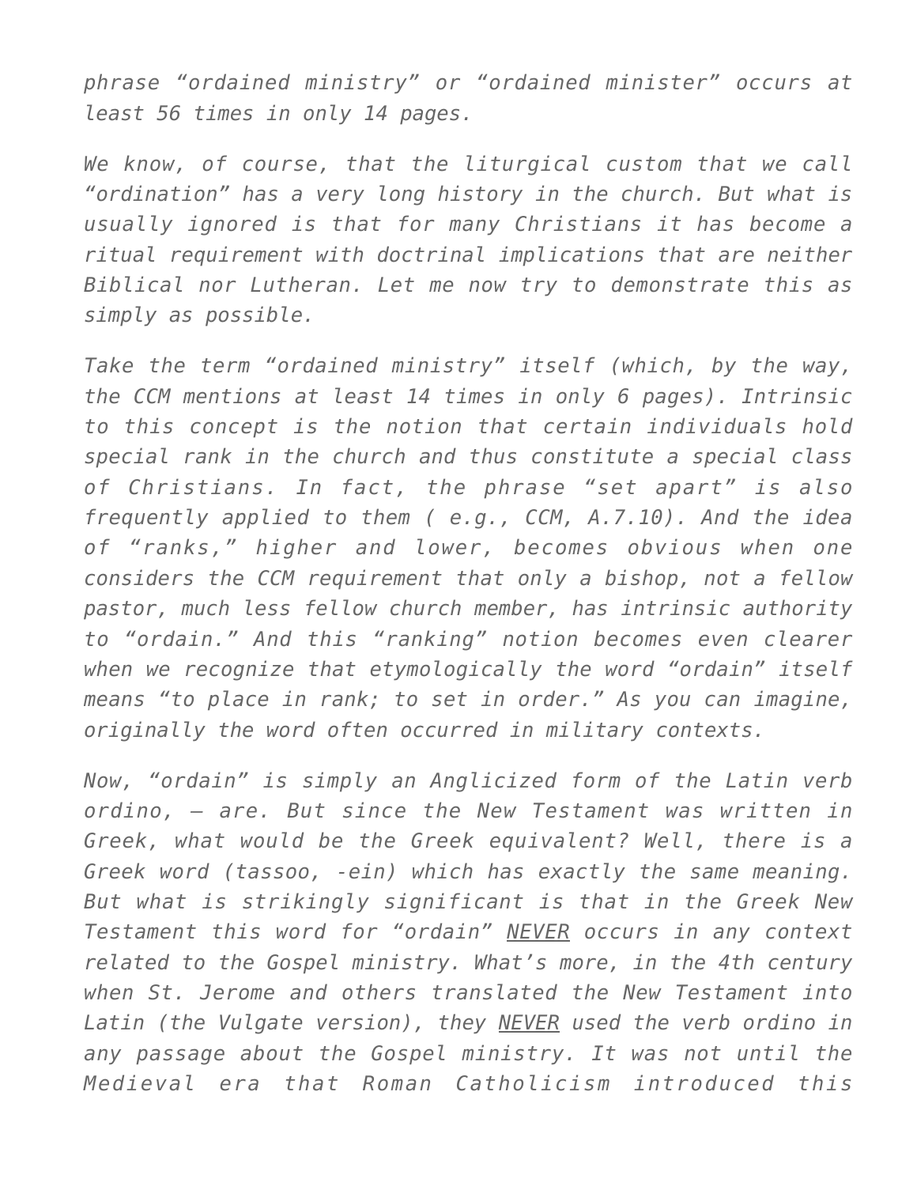*phrase "ordained ministry" or "ordained minister" occurs at least 56 times in only 14 pages.*

*We know, of course, that the liturgical custom that we call "ordination" has a very long history in the church. But what is usually ignored is that for many Christians it has become a ritual requirement with doctrinal implications that are neither Biblical nor Lutheran. Let me now try to demonstrate this as simply as possible.*

*Take the term "ordained ministry" itself (which, by the way, the CCM mentions at least 14 times in only 6 pages). Intrinsic to this concept is the notion that certain individuals hold special rank in the church and thus constitute a special class of Christians. In fact, the phrase "set apart" is also frequently applied to them ( e.g., CCM, A.7.10). And the idea of "ranks," higher and lower, becomes obvious when one considers the CCM requirement that only a bishop, not a fellow pastor, much less fellow church member, has intrinsic authority to "ordain." And this "ranking" notion becomes even clearer when we recognize that etymologically the word "ordain" itself means "to place in rank; to set in order." As you can imagine, originally the word often occurred in military contexts.*

*Now, "ordain" is simply an Anglicized form of the Latin verb ordino, – are. But since the New Testament was written in Greek, what would be the Greek equivalent? Well, there is a Greek word (tassoo, -ein) which has exactly the same meaning. But what is strikingly significant is that in the Greek New Testament this word for "ordain" <u>NEVER</u> occurs in any context related to the Gospel ministry. What's more, in the 4th century when St. Jerome and others translated the New Testament into Latin (the Vulgate version), they <u>NEVER</u> used the verb ordino in any passage about the Gospel ministry. It was not until the Medieval era that Roman Catholicism introduced this*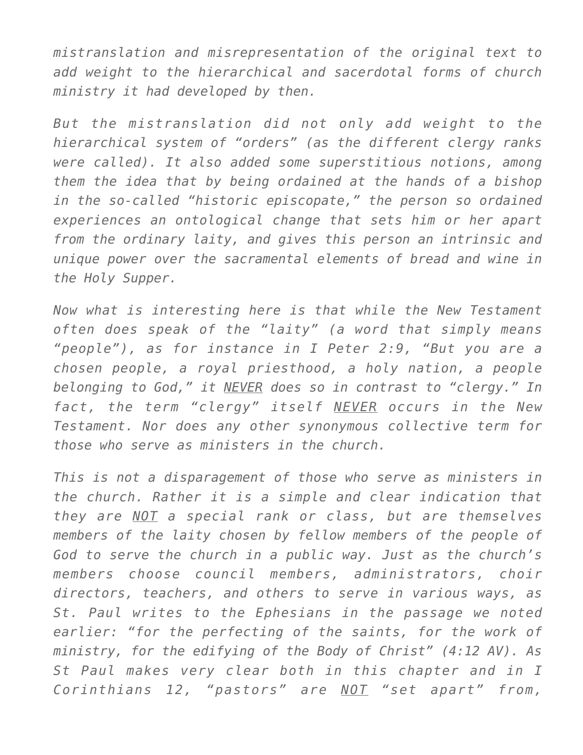*mistranslation and misrepresentation of the original text to add weight to the hierarchical and sacerdotal forms of church ministry it had developed by then.*

*But the mistranslation did not only add weight to the hierarchical system of "orders" (as the different clergy ranks were called). It also added some superstitious notions, among them the idea that by being ordained at the hands of a bishop in the so-called "historic episcopate," the person so ordained experiences an ontological change that sets him or her apart from the ordinary laity, and gives this person an intrinsic and unique power over the sacramental elements of bread and wine in the Holy Supper.*

*Now what is interesting here is that while the New Testament often does speak of the "laity" (a word that simply means "people"), as for instance in I Peter 2:9, "But you are a chosen people, a royal priesthood, a holy nation, a people belonging to God," it <u>NEVER</u> does so in contrast to "clergy." In fact, the term "clergy" itself <u>NEVER</u> occurs in the New Testament. Nor does any other synonymous collective term for those who serve as ministers in the church.*

*This is not a disparagement of those who serve as ministers in the church. Rather it is a simple and clear indication that they are <u>NOT</u> a special rank or class, but are themselves members of the laity chosen by fellow members of the people of God to serve the church in a public way. Just as the church's members choose council members, administrators, choir directors, teachers, and others to serve in various ways, as St. Paul writes to the Ephesians in the passage we noted earlier: "for the perfecting of the saints, for the work of ministry, for the edifying of the Body of Christ" (4:12 AV). As St Paul makes very clear both in this chapter and in I Corinthians 12, "pastors" are <u>NOT</u> "set apart" from,*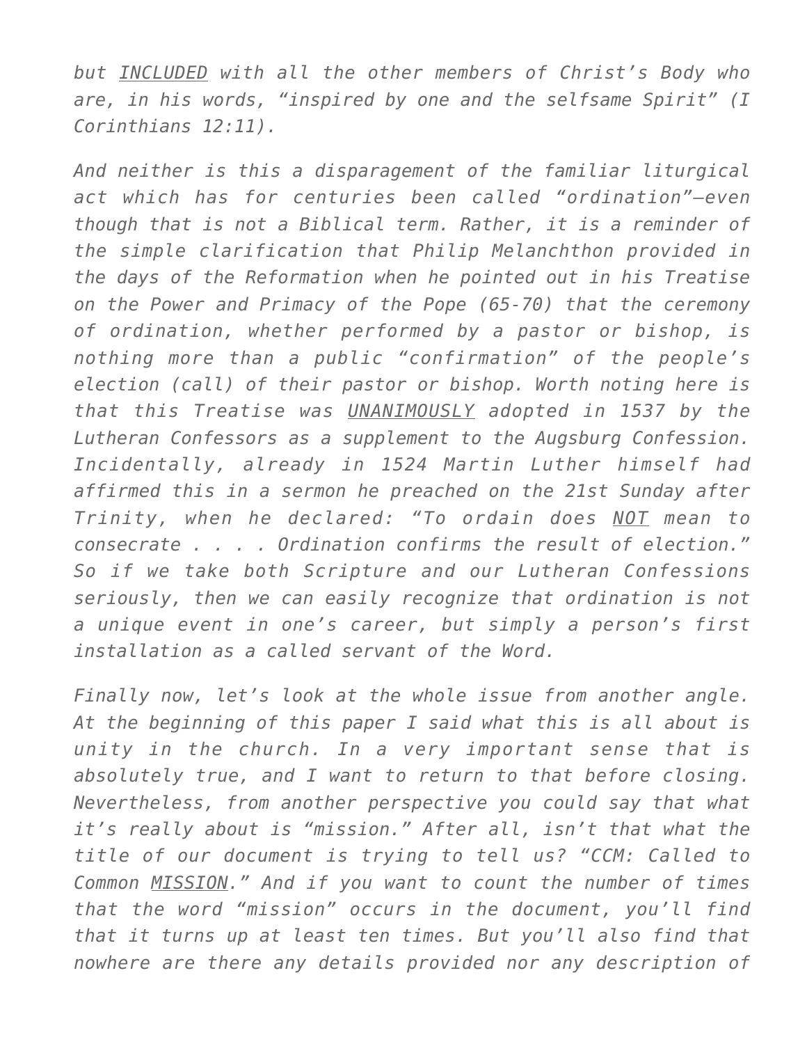*but <u>INCLUDED</u> with all the other members of Christ's Body who are, in his words, "inspired by one and the selfsame Spirit" (I Corinthians 12:11).*

*And neither is this a disparagement of the familiar liturgical act which has for centuries been called "ordination"—even though that is not a Biblical term. Rather, it is a reminder of the simple clarification that Philip Melanchthon provided in the days of the Reformation when he pointed out in his Treatise on the Power and Primacy of the Pope (65-70) that the ceremony of ordination, whether performed by a pastor or bishop, is nothing more than a public "confirmation" of the people's election (call) of their pastor or bishop. Worth noting here is that this Treatise was <u>UNANIMOUSLY</u> adopted in 1537 by the Lutheran Confessors as a supplement to the Augsburg Confession. Incidentally, already in 1524 Martin Luther himself had affirmed this in a sermon he preached on the 21st Sunday after Trinity, when he declared: "To ordain does <u>NOT</u> mean to consecrate . . . . Ordination confirms the result of election." So if we take both Scripture and our Lutheran Confessions seriously, then we can easily recognize that ordination is not a unique event in one's career, but simply a person's first installation as a called servant of the Word.*

*Finally now, let's look at the whole issue from another angle. At the beginning of this paper I said what this is all about is unity in the church. In a very important sense that is absolutely true, and I want to return to that before closing. Nevertheless, from another perspective you could say that what it's really about is "mission." After all, isn't that what the title of our document is trying to tell us? "CCM: Called to Common <u>MISSION</u>." And if you want to count the number of times that the word "mission" occurs in the document, you'll find that it turns up at least ten times. But you'll also find that nowhere are there any details provided nor any description of*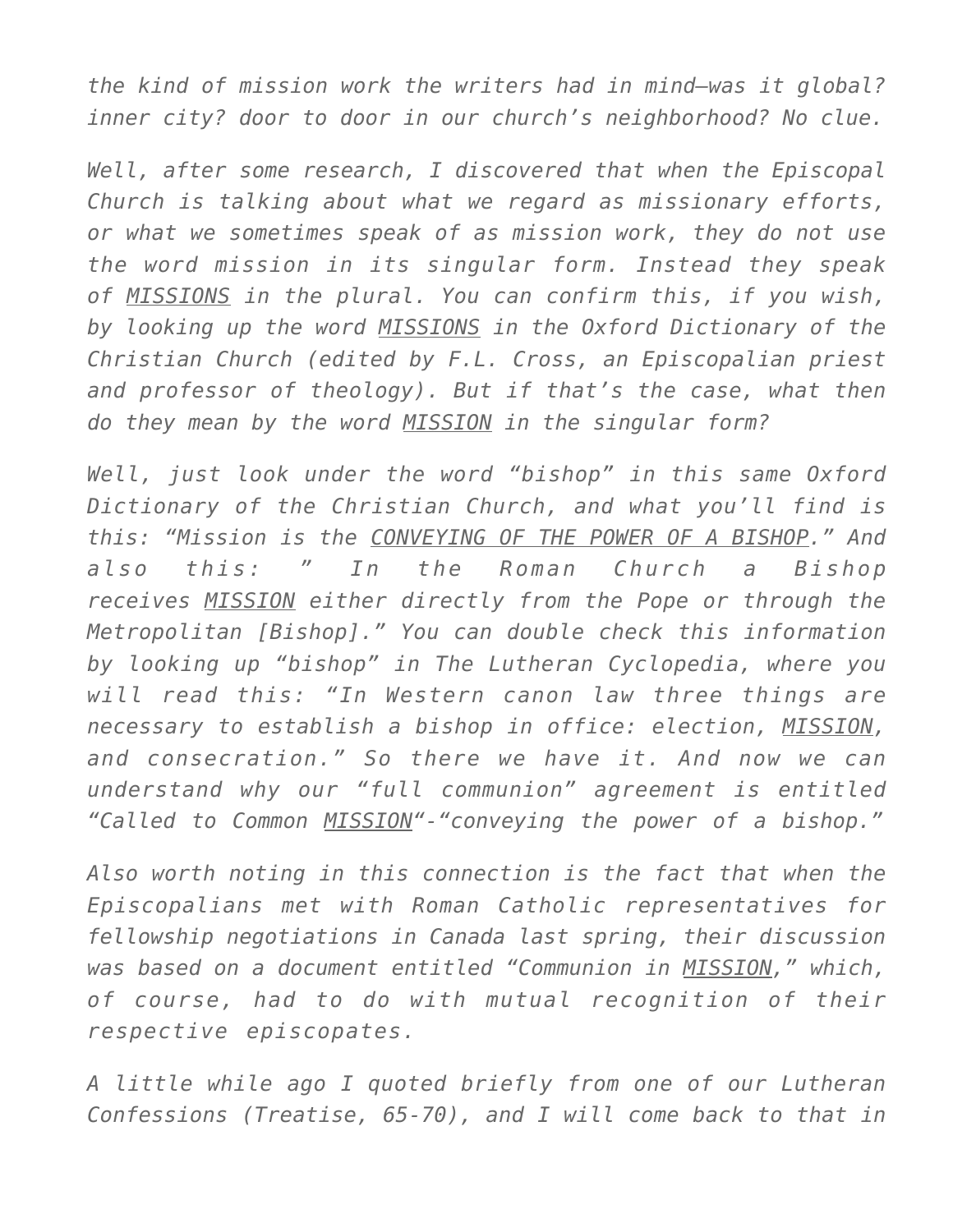*the kind of mission work the writers had in mind—was it global? inner city? door to door in our church's neighborhood? No clue.*

*Well, after some research, I discovered that when the Episcopal Church is talking about what we regard as missionary efforts, or what we sometimes speak of as mission work, they do not use the word mission in its singular form. Instead they speak of* <u>*MISSIONS*</u> *in the plural. You can confirm this, if you wish, by looking up the word* <u>*MISSIONS*</u> *in the Oxford Dictionary of the Christian Church (edited by F.L. Cross, an Episcopalian priest and professor of theology). But if that's the case, what then do they mean by the word* <u>*MISSION*</u> *in the singular form?*

*Well, just look under the word "bishop" in this same Oxford Dictionary of the Christian Church, and what you'll find is this: "Mission is the* <u>*CONVEYING OF THE POWER OF A BISHOP*</u>*." And also this: " In the Roman Church a Bishop receives* <u>*MISSION*</u> *either directly from the Pope or through the Metropolitan [Bishop]." You can double check this information by looking up "bishop" in The Lutheran Cyclopedia, where you will read this: "In Western canon law three things are necessary to establish a bishop in office: election,* <u>*MISSION*</u>*, and consecration." So there we have it. And now we can understand why our "full communion" agreement is entitled "Called to Common* <u>*MISSION*</u>*"-"conveying the power of a bishop."*

*Also worth noting in this connection is the fact that when the Episcopalians met with Roman Catholic representatives for fellowship negotiations in Canada last spring, their discussion was based on a document entitled "Communion in* <u>*MISSION*</u>*," which, of course, had to do with mutual recognition of their respective episcopates.*

*A little while ago I quoted briefly from one of our Lutheran Confessions (Treatise, 65-70), and I will come back to that in*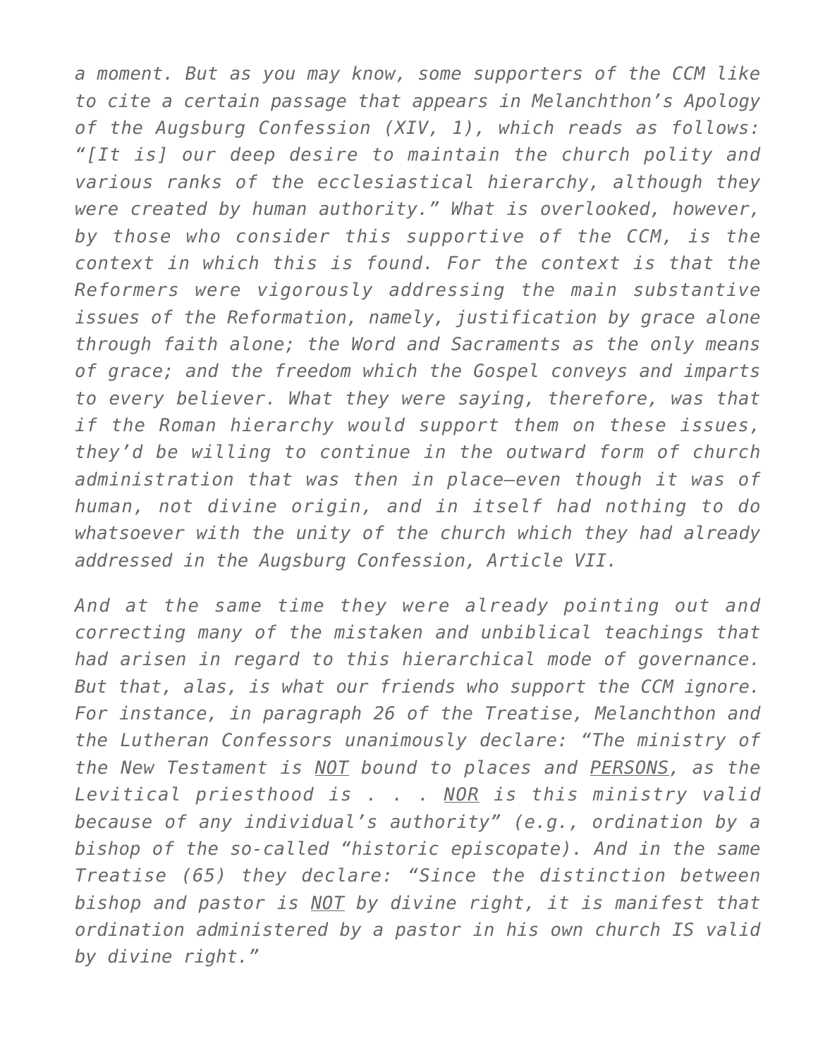*a moment. But as you may know, some supporters of the CCM like to cite a certain passage that appears in Melanchthon's Apology of the Augsburg Confession (XIV, 1), which reads as follows: "[It is] our deep desire to maintain the church polity and various ranks of the ecclesiastical hierarchy, although they were created by human authority." What is overlooked, however, by those who consider this supportive of the CCM, is the context in which this is found. For the context is that the Reformers were vigorously addressing the main substantive issues of the Reformation, namely, justification by grace alone through faith alone; the Word and Sacraments as the only means of grace; and the freedom which the Gospel conveys and imparts to every believer. What they were saying, therefore, was that if the Roman hierarchy would support them on these issues, they'd be willing to continue in the outward form of church administration that was then in place—even though it was of human, not divine origin, and in itself had nothing to do whatsoever with the unity of the church which they had already addressed in the Augsburg Confession, Article VII.*

*And at the same time they were already pointing out and correcting many of the mistaken and unbiblical teachings that had arisen in regard to this hierarchical mode of governance. But that, alas, is what our friends who support the CCM ignore. For instance, in paragraph 26 of the Treatise, Melanchthon and the Lutheran Confessors unanimously declare: "The ministry of the New Testament is <u>NOT</u> bound to places and <u>PERSONS</u>, as the Levitical priesthood is . . . <u>NOR</u> is this ministry valid because of any individual's authority" (e.g., ordination by a bishop of the so-called "historic episcopate). And in the same Treatise (65) they declare: "Since the distinction between bishop and pastor is <u>NOT</u> by divine right, it is manifest that ordination administered by a pastor in his own church IS valid by divine right."*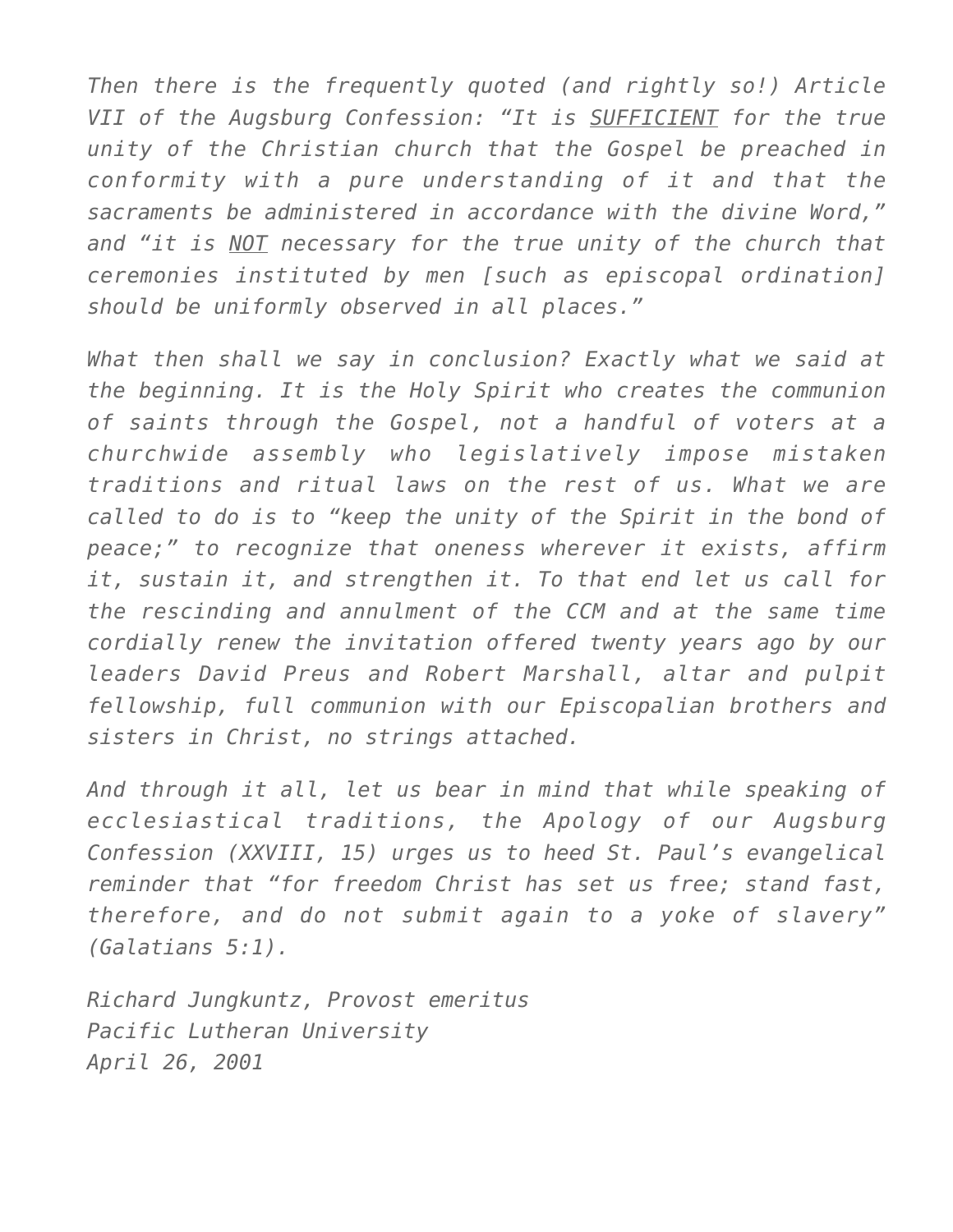*Then there is the frequently quoted (and rightly so!) Article VII of the Augsburg Confession: "It is SUFFICIENT for the true unity of the Christian church that the Gospel be preached in conformity with a pure understanding of it and that the sacraments be administered in accordance with the divine Word," and "it is NOT necessary for the true unity of the church that ceremonies instituted by men [such as episcopal ordination] should be uniformly observed in all places."*

*What then shall we say in conclusion? Exactly what we said at the beginning. It is the Holy Spirit who creates the communion of saints through the Gospel, not a handful of voters at a churchwide assembly who legislatively impose mistaken traditions and ritual laws on the rest of us. What we are called to do is to "keep the unity of the Spirit in the bond of peace;" to recognize that oneness wherever it exists, affirm it, sustain it, and strengthen it. To that end let us call for the rescinding and annulment of the CCM and at the same time cordially renew the invitation offered twenty years ago by our leaders David Preus and Robert Marshall, altar and pulpit fellowship, full communion with our Episcopalian brothers and sisters in Christ, no strings attached.*

*And through it all, let us bear in mind that while speaking of ecclesiastical traditions, the Apology of our Augsburg Confession (XXVIII, 15) urges us to heed St. Paul's evangelical reminder that "for freedom Christ has set us free; stand fast, therefore, and do not submit again to a yoke of slavery" (Galatians 5:1).*

*Richard Jungkuntz, Provost emeritus*
*Pacific Lutheran University*
*April 26, 2001*